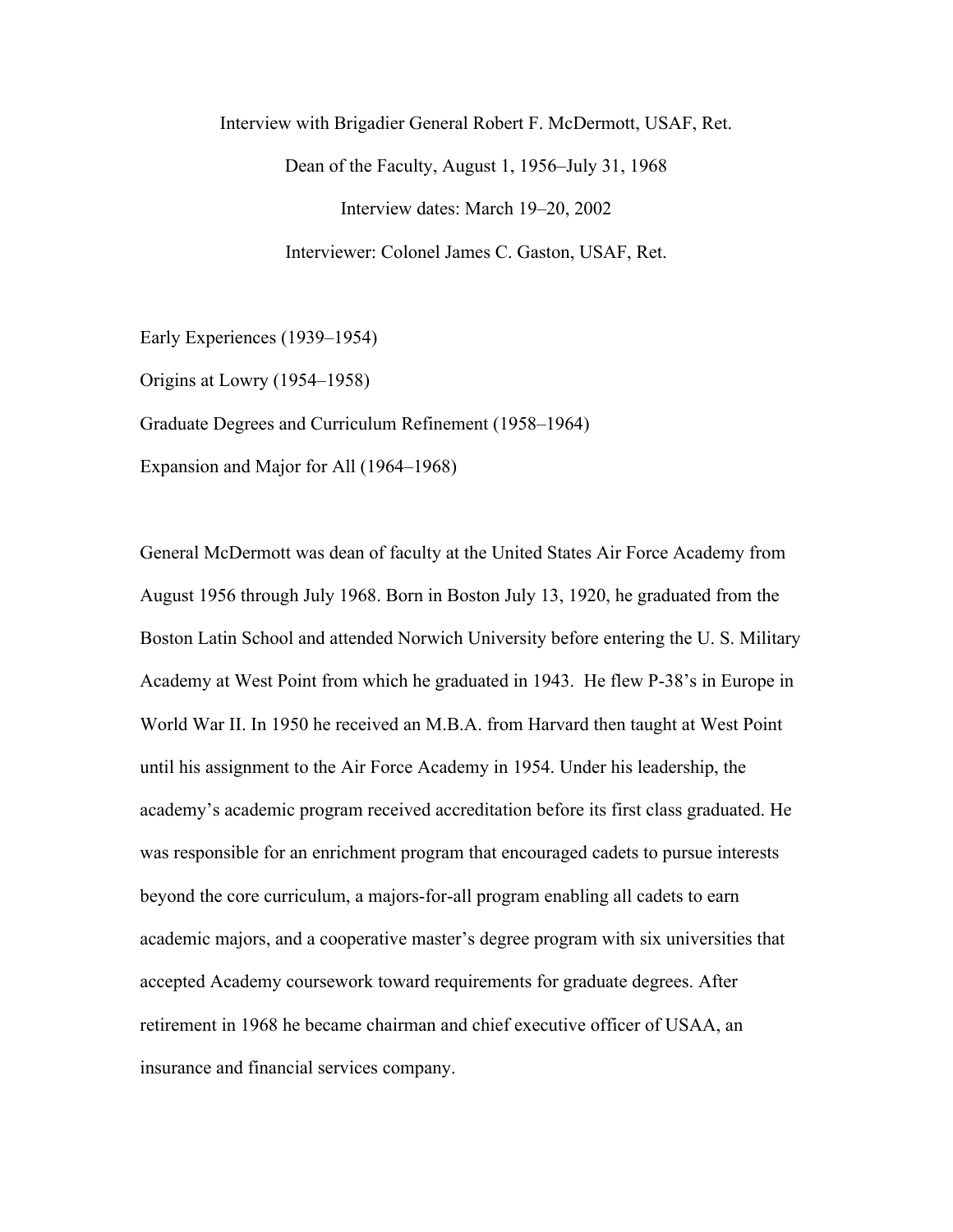# Interview with Brigadier General Robert F. McDermott, USAF, Ret.

Dean of the Faculty, August 1, 1956–July 31, 1968

Interview dates: March 19–20, 2002

Interviewer: Colonel James C. Gaston, USAF, Ret.

Early Experiences (1939–1954)

Origins at Lowry (1954–1958)

Graduate Degrees and Curriculum Refinement (1958–1964)

Expansion and Major for All (1964–1968)

General McDermott was dean of faculty at the United States Air Force Academy from August 1956 through July 1968. Born in Boston July 13, 1920, he graduated from the Boston Latin School and attended Norwich University before entering the U. S. Military Academy at West Point from which he graduated in 1943. He flew P-38's in Europe in World War II. In 1950 he received an M.B.A. from Harvard then taught at West Point until his assignment to the Air Force Academy in 1954. Under his leadership, the academy's academic program received accreditation before its first class graduated. He was responsible for an enrichment program that encouraged cadets to pursue interests beyond the core curriculum, a majors-for-all program enabling all cadets to earn academic majors, and a cooperative master's degree program with six universities that accepted Academy coursework toward requirements for graduate degrees. After retirement in 1968 he became chairman and chief executive officer of USAA, an insurance and financial services company.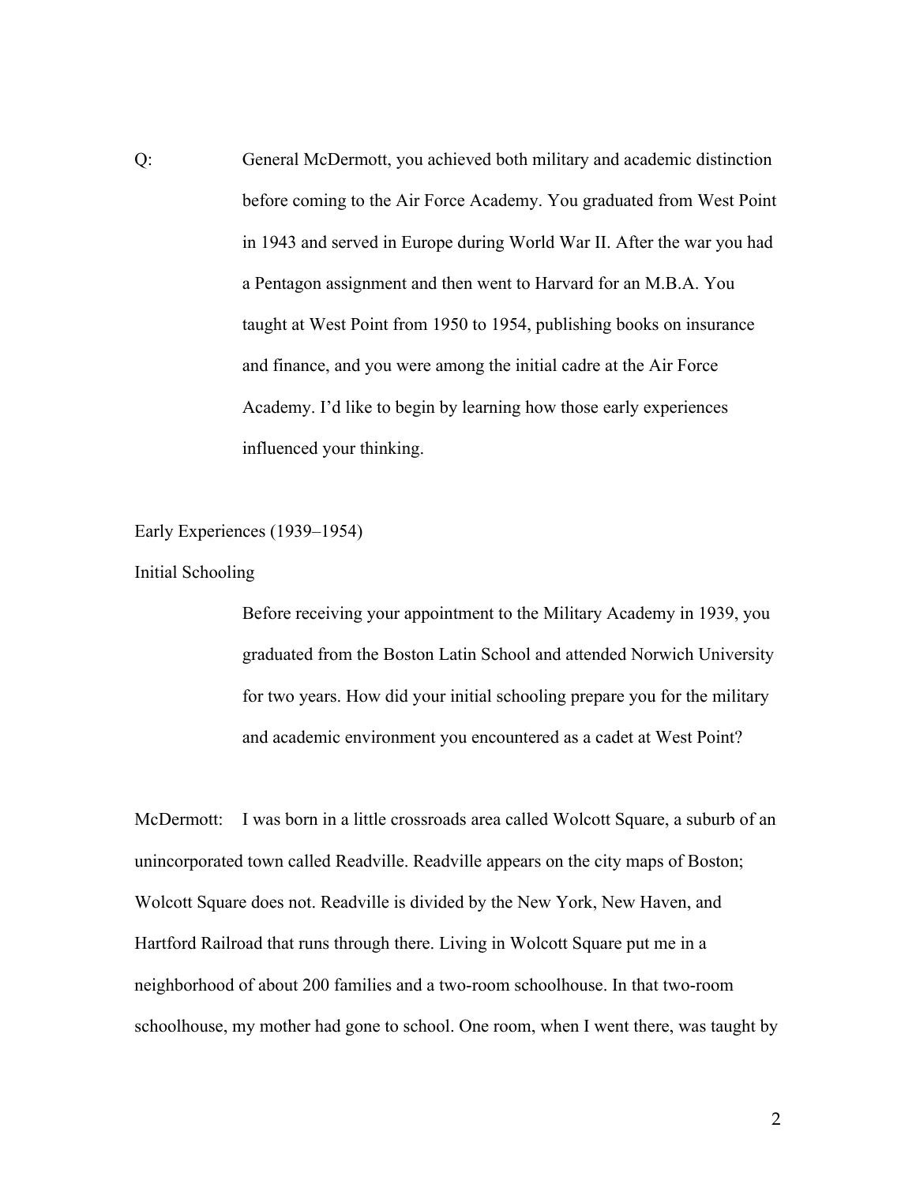Q: General McDermott, you achieved both military and academic distinction before coming to the Air Force Academy. You graduated from West Point in 1943 and served in Europe during World War II. After the war you had a Pentagon assignment and then went to Harvard for an M.B.A. You taught at West Point from 1950 to 1954, publishing books on insurance and finance, and you were among the initial cadre at the Air Force Academy. I'd like to begin by learning how those early experiences influenced your thinking.

## Early Experiences (1939–1954)

### Initial Schooling

Before receiving your appointment to the Military Academy in 1939, you graduated from the Boston Latin School and attended Norwich University for two years. How did your initial schooling prepare you for the military and academic environment you encountered as a cadet at West Point?

McDermott: I was born in a little crossroads area called Wolcott Square, a suburb of an unincorporated town called Readville. Readville appears on the city maps of Boston; Wolcott Square does not. Readville is divided by the New York, New Haven, and Hartford Railroad that runs through there. Living in Wolcott Square put me in a neighborhood of about 200 families and a two-room schoolhouse. In that two-room schoolhouse, my mother had gone to school. One room, when I went there, was taught by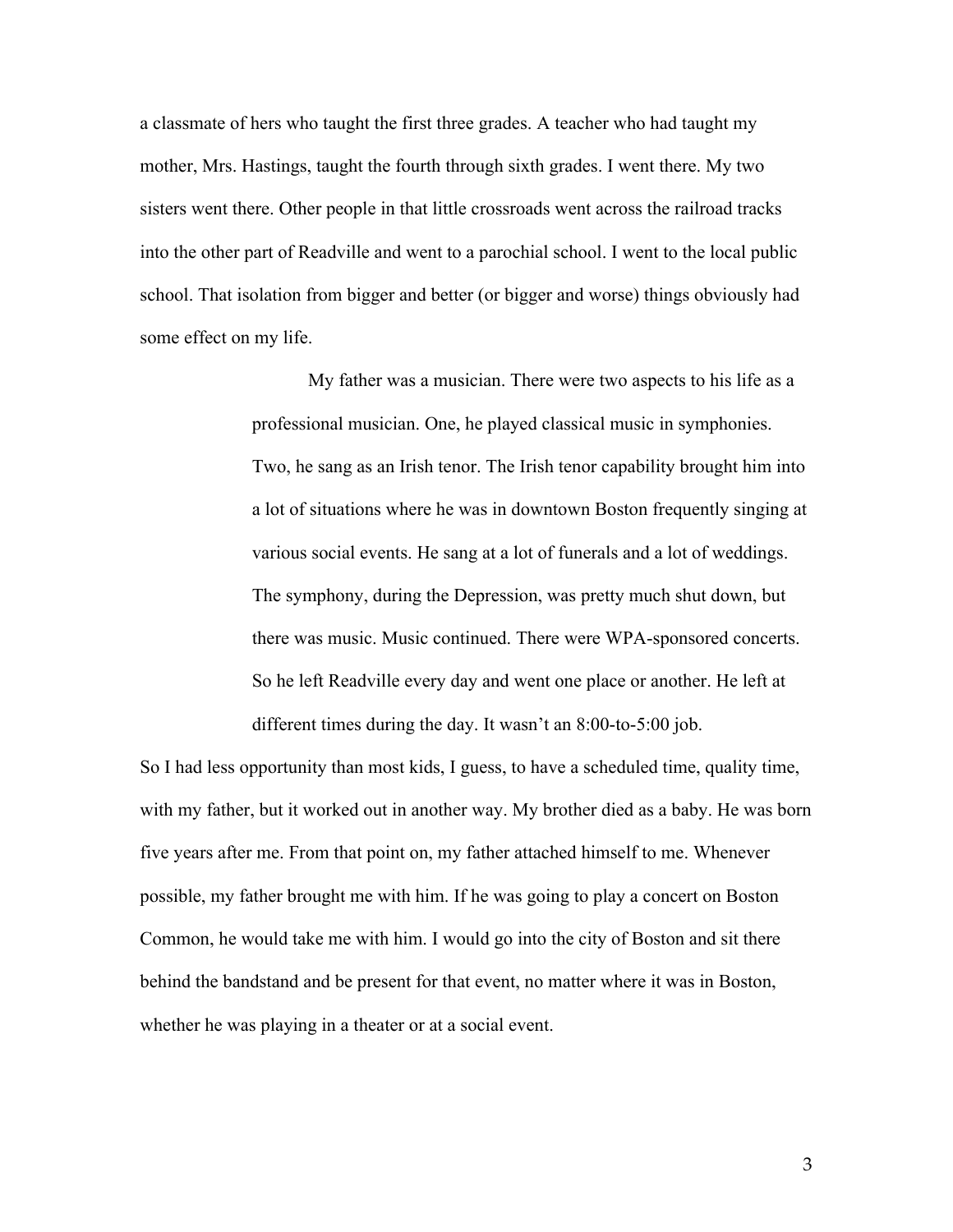a classmate of hers who taught the first three grades. A teacher who had taught my mother, Mrs. Hastings, taught the fourth through sixth grades. I went there. My two sisters went there. Other people in that little crossroads went across the railroad tracks into the other part of Readville and went to a parochial school. I went to the local public school. That isolation from bigger and better (or bigger and worse) things obviously had some effect on my life.

> My father was a musician. There were two aspects to his life as a professional musician. One, he played classical music in symphonies. Two, he sang as an Irish tenor. The Irish tenor capability brought him into a lot of situations where he was in downtown Boston frequently singing at various social events. He sang at a lot of funerals and a lot of weddings. The symphony, during the Depression, was pretty much shut down, but there was music. Music continued. There were WPA-sponsored concerts. So he left Readville every day and went one place or another. He left at different times during the day. It wasn't an 8:00-to-5:00 job.

So I had less opportunity than most kids, I guess, to have a scheduled time, quality time, with my father, but it worked out in another way. My brother died as a baby. He was born five years after me. From that point on, my father attached himself to me. Whenever possible, my father brought me with him. If he was going to play a concert on Boston Common, he would take me with him. I would go into the city of Boston and sit there behind the bandstand and be present for that event, no matter where it was in Boston, whether he was playing in a theater or at a social event.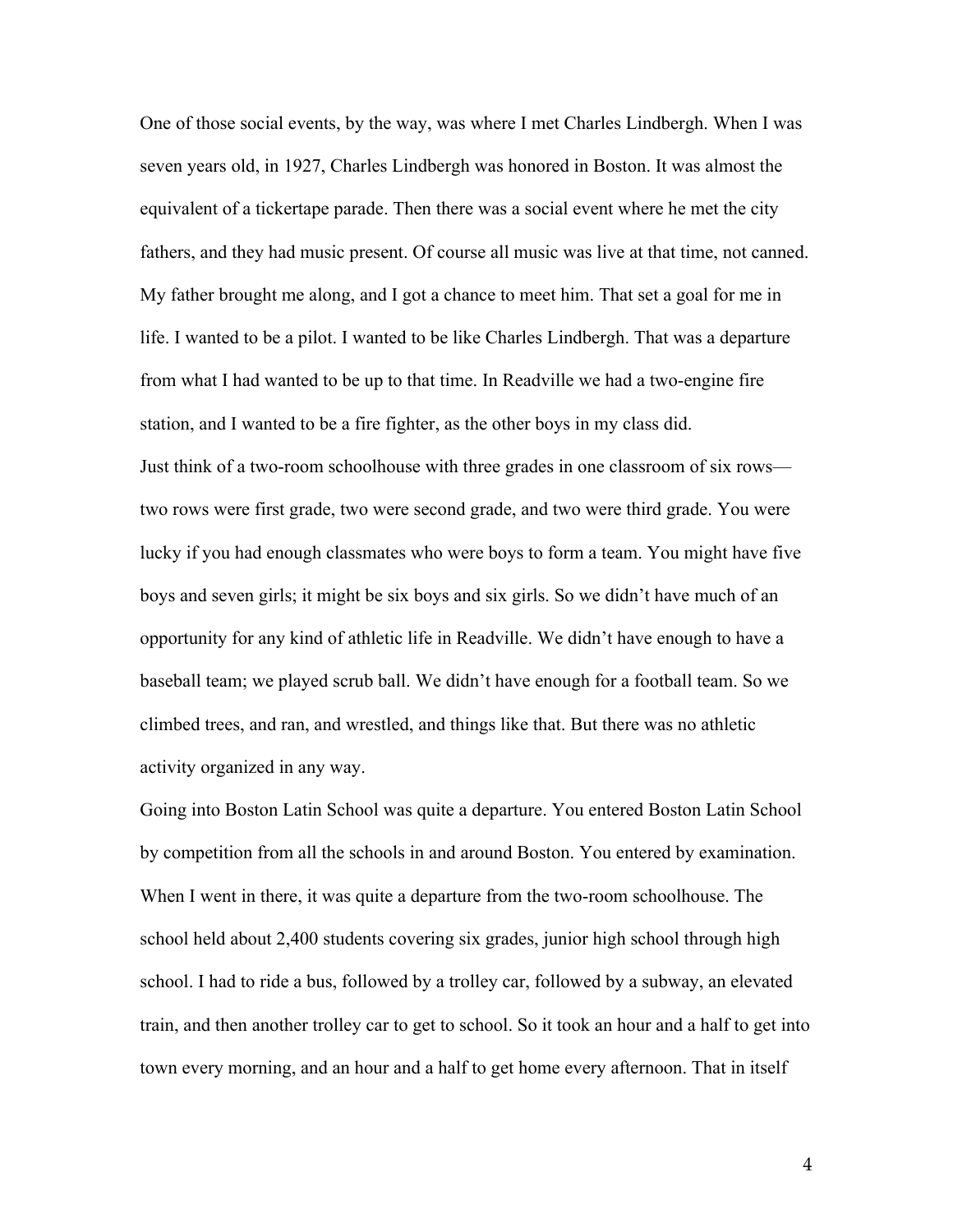One of those social events, by the way, was where I met Charles Lindbergh. When I was seven years old, in 1927, Charles Lindbergh was honored in Boston. It was almost the equivalent of a tickertape parade. Then there was a social event where he met the city fathers, and they had music present. Of course all music was live at that time, not canned. My father brought me along, and I got a chance to meet him. That set a goal for me in life. I wanted to be a pilot. I wanted to be like Charles Lindbergh. That was a departure from what I had wanted to be up to that time. In Readville we had a two-engine fire station, and I wanted to be a fire fighter, as the other boys in my class did.

Just think of a two-room schoolhouse with three grades in one classroom of six rows—two rows were first grade, two were second grade, and two were third grade. You were lucky if you had enough classmates who were boys to form a team. You might have five boys and seven girls; it might be six boys and six girls. So we didn't have much of an opportunity for any kind of athletic life in Readville. We didn't have enough to have a baseball team; we played scrub ball. We didn't have enough for a football team. So we climbed trees, and ran, and wrestled, and things like that. But there was no athletic activity organized in any way.

Going into Boston Latin School was quite a departure. You entered Boston Latin School by competition from all the schools in and around Boston. You entered by examination. When I went in there, it was quite a departure from the two-room schoolhouse. The school held about 2,400 students covering six grades, junior high school through high school. I had to ride a bus, followed by a trolley car, followed by a subway, an elevated train, and then another trolley car to get to school. So it took an hour and a half to get into town every morning, and an hour and a half to get home every afternoon. That in itself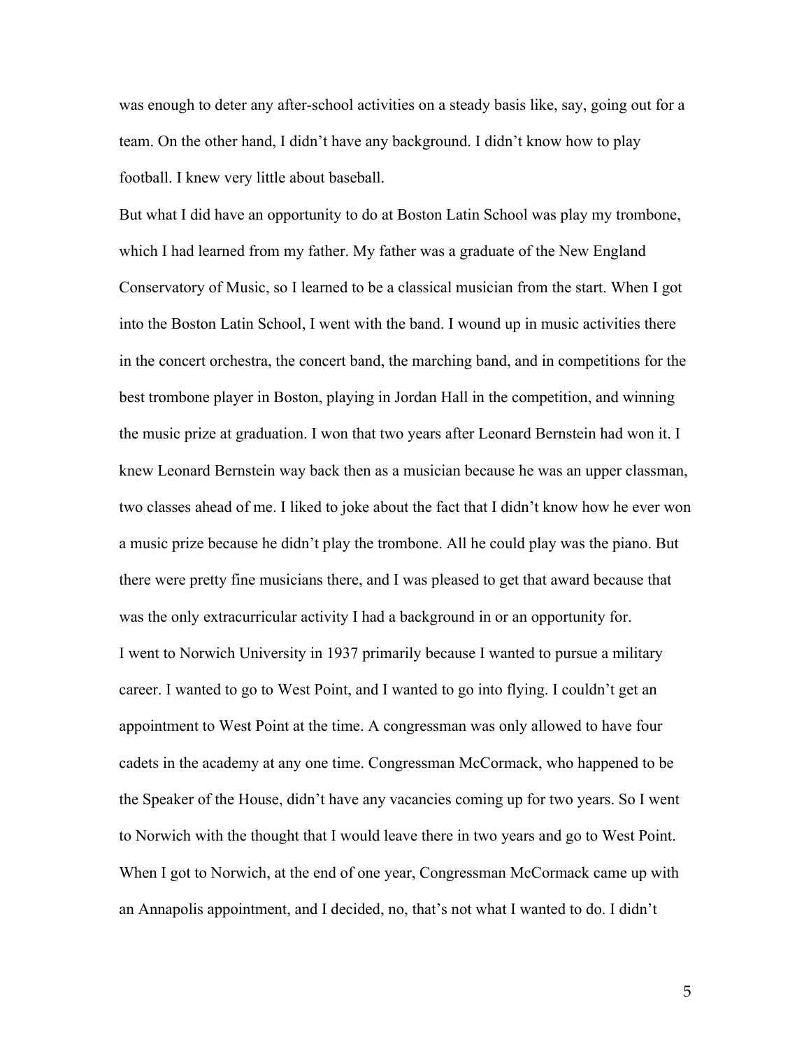was enough to deter any after-school activities on a steady basis like, say, going out for a team. On the other hand, I didn't have any background. I didn't know how to play football. I knew very little about baseball.

But what I did have an opportunity to do at Boston Latin School was play my trombone, which I had learned from my father. My father was a graduate of the New England Conservatory of Music, so I learned to be a classical musician from the start. When I got into the Boston Latin School, I went with the band. I wound up in music activities there in the concert orchestra, the concert band, the marching band, and in competitions for the best trombone player in Boston, playing in Jordan Hall in the competition, and winning the music prize at graduation. I won that two years after Leonard Bernstein had won it. I knew Leonard Bernstein way back then as a musician because he was an upper classman, two classes ahead of me. I liked to joke about the fact that I didn't know how he ever won a music prize because he didn't play the trombone. All he could play was the piano. But there were pretty fine musicians there, and I was pleased to get that award because that was the only extracurricular activity I had a background in or an opportunity for.

I went to Norwich University in 1937 primarily because I wanted to pursue a military career. I wanted to go to West Point, and I wanted to go into flying. I couldn't get an appointment to West Point at the time. A congressman was only allowed to have four cadets in the academy at any one time. Congressman McCormack, who happened to be the Speaker of the House, didn't have any vacancies coming up for two years. So I went to Norwich with the thought that I would leave there in two years and go to West Point. When I got to Norwich, at the end of one year, Congressman McCormack came up with an Annapolis appointment, and I decided, no, that's not what I wanted to do. I didn't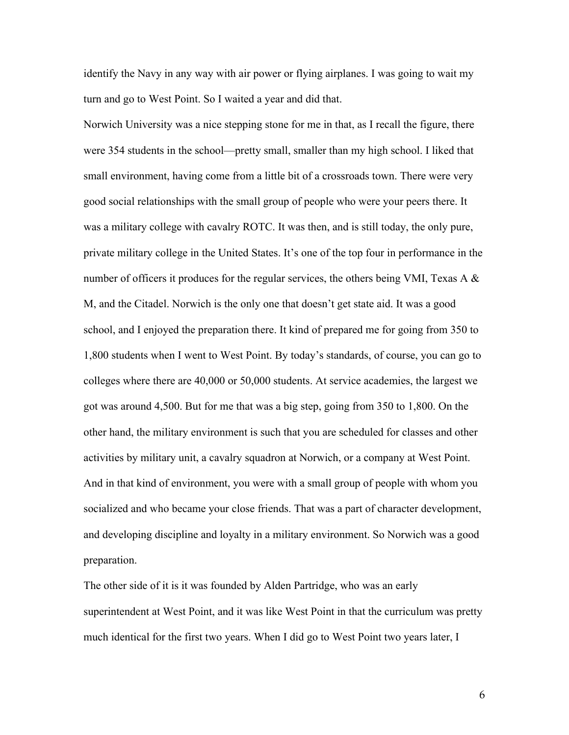identify the Navy in any way with air power or flying airplanes. I was going to wait my turn and go to West Point. So I waited a year and did that.

Norwich University was a nice stepping stone for me in that, as I recall the figure, there were 354 students in the school—pretty small, smaller than my high school. I liked that small environment, having come from a little bit of a crossroads town. There were very good social relationships with the small group of people who were your peers there. It was a military college with cavalry ROTC. It was then, and is still today, the only pure, private military college in the United States. It's one of the top four in performance in the number of officers it produces for the regular services, the others being VMI, Texas A & M, and the Citadel. Norwich is the only one that doesn't get state aid. It was a good school, and I enjoyed the preparation there. It kind of prepared me for going from 350 to 1,800 students when I went to West Point. By today's standards, of course, you can go to colleges where there are 40,000 or 50,000 students. At service academies, the largest we got was around 4,500. But for me that was a big step, going from 350 to 1,800. On the other hand, the military environment is such that you are scheduled for classes and other activities by military unit, a cavalry squadron at Norwich, or a company at West Point. And in that kind of environment, you were with a small group of people with whom you socialized and who became your close friends. That was a part of character development, and developing discipline and loyalty in a military environment. So Norwich was a good preparation.

The other side of it is it was founded by Alden Partridge, who was an early superintendent at West Point, and it was like West Point in that the curriculum was pretty much identical for the first two years. When I did go to West Point two years later, I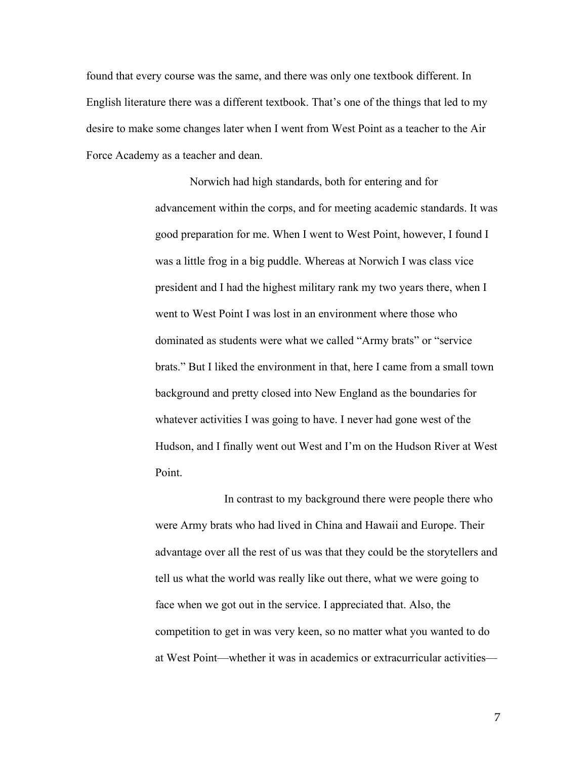found that every course was the same, and there was only one textbook different. In English literature there was a different textbook. That's one of the things that led to my desire to make some changes later when I went from West Point as a teacher to the Air Force Academy as a teacher and dean.

Norwich had high standards, both for entering and for advancement within the corps, and for meeting academic standards. It was good preparation for me. When I went to West Point, however, I found I was a little frog in a big puddle. Whereas at Norwich I was class vice president and I had the highest military rank my two years there, when I went to West Point I was lost in an environment where those who dominated as students were what we called "Army brats" or "service brats." But I liked the environment in that, here I came from a small town background and pretty closed into New England as the boundaries for whatever activities I was going to have. I never had gone west of the Hudson, and I finally went out West and I'm on the Hudson River at West Point.

In contrast to my background there were people there who were Army brats who had lived in China and Hawaii and Europe. Their advantage over all the rest of us was that they could be the storytellers and tell us what the world was really like out there, what we were going to face when we got out in the service. I appreciated that. Also, the competition to get in was very keen, so no matter what you wanted to do at West Point—whether it was in academics or extracurricular activities—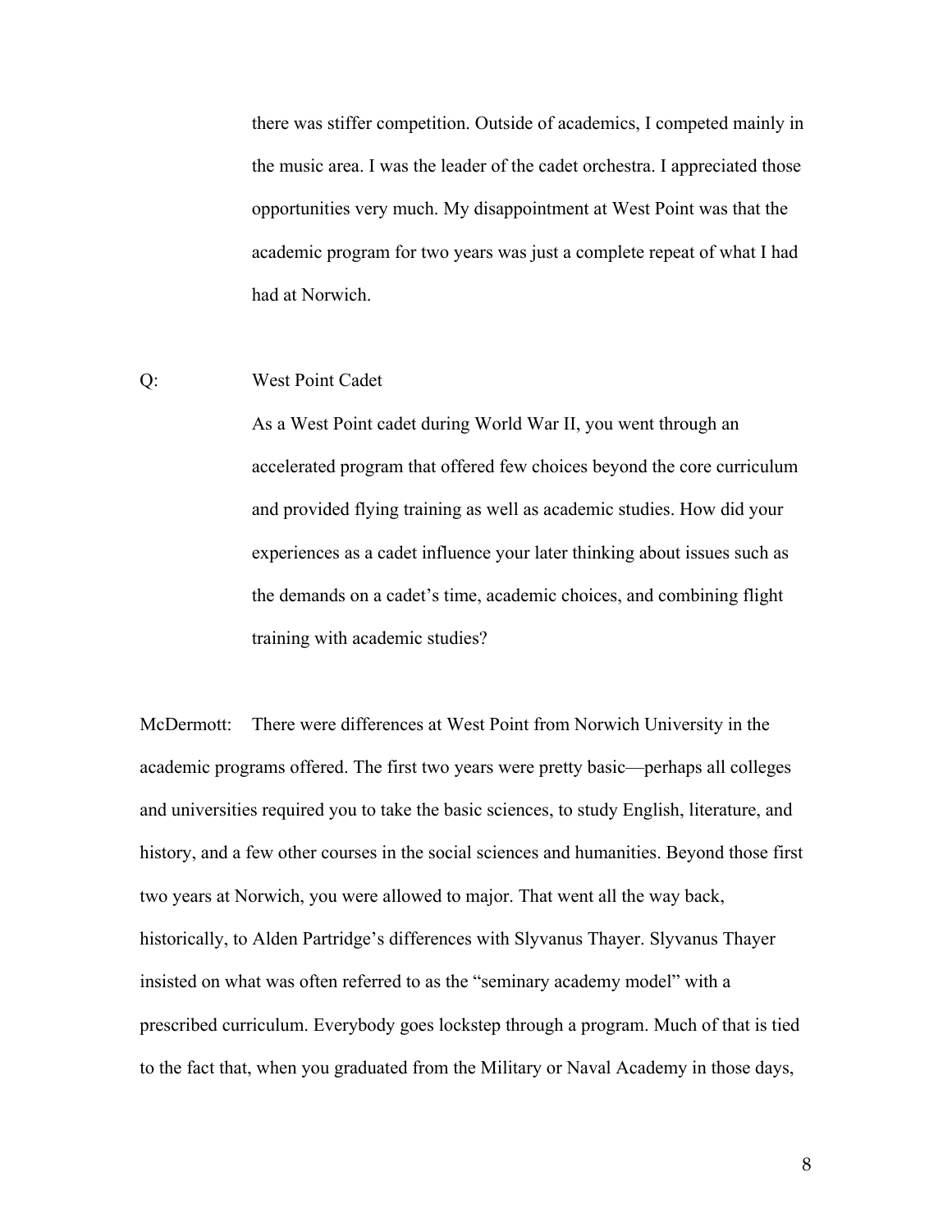there was stiffer competition. Outside of academics, I competed mainly in the music area. I was the leader of the cadet orchestra. I appreciated those opportunities very much. My disappointment at West Point was that the academic program for two years was just a complete repeat of what I had had at Norwich.

Q: West Point Cadet

As a West Point cadet during World War II, you went through an accelerated program that offered few choices beyond the core curriculum and provided flying training as well as academic studies. How did your experiences as a cadet influence your later thinking about issues such as the demands on a cadet's time, academic choices, and combining flight training with academic studies?

McDermott: There were differences at West Point from Norwich University in the academic programs offered. The first two years were pretty basic—perhaps all colleges and universities required you to take the basic sciences, to study English, literature, and history, and a few other courses in the social sciences and humanities. Beyond those first two years at Norwich, you were allowed to major. That went all the way back, historically, to Alden Partridge's differences with Slyvanus Thayer. Slyvanus Thayer insisted on what was often referred to as the "seminary academy model" with a prescribed curriculum. Everybody goes lockstep through a program. Much of that is tied to the fact that, when you graduated from the Military or Naval Academy in those days,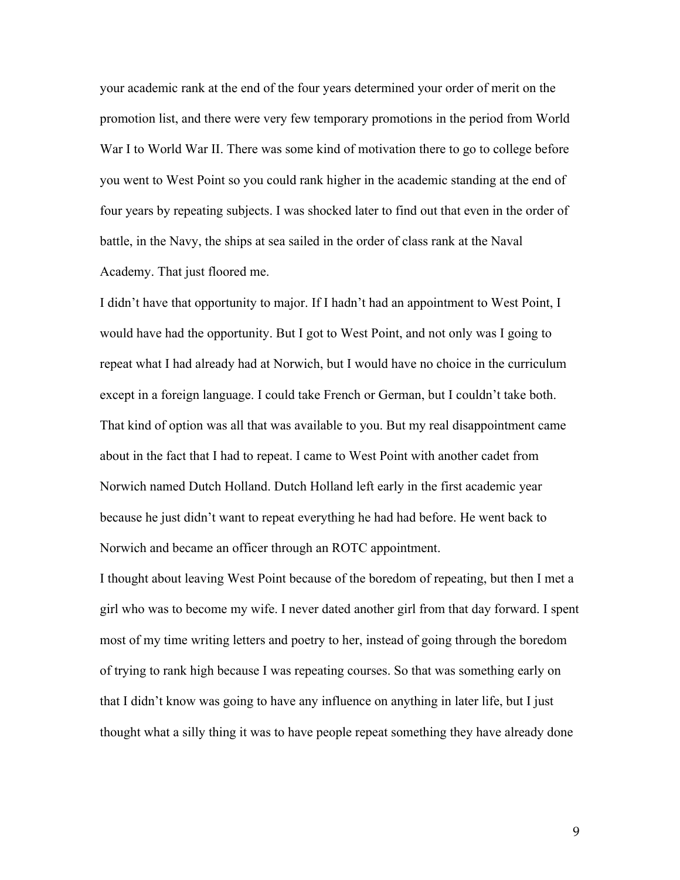your academic rank at the end of the four years determined your order of merit on the promotion list, and there were very few temporary promotions in the period from World War I to World War II. There was some kind of motivation there to go to college before you went to West Point so you could rank higher in the academic standing at the end of four years by repeating subjects. I was shocked later to find out that even in the order of battle, in the Navy, the ships at sea sailed in the order of class rank at the Naval Academy. That just floored me.

I didn't have that opportunity to major. If I hadn't had an appointment to West Point, I would have had the opportunity. But I got to West Point, and not only was I going to repeat what I had already had at Norwich, but I would have no choice in the curriculum except in a foreign language. I could take French or German, but I couldn't take both. That kind of option was all that was available to you. But my real disappointment came about in the fact that I had to repeat. I came to West Point with another cadet from Norwich named Dutch Holland. Dutch Holland left early in the first academic year because he just didn't want to repeat everything he had had before. He went back to Norwich and became an officer through an ROTC appointment.

I thought about leaving West Point because of the boredom of repeating, but then I met a girl who was to become my wife. I never dated another girl from that day forward. I spent most of my time writing letters and poetry to her, instead of going through the boredom of trying to rank high because I was repeating courses. So that was something early on that I didn't know was going to have any influence on anything in later life, but I just thought what a silly thing it was to have people repeat something they have already done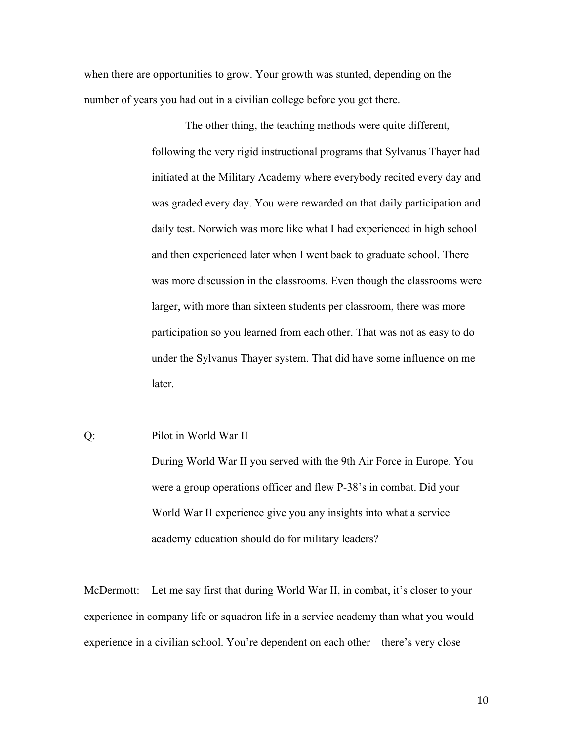when there are opportunities to grow. Your growth was stunted, depending on the number of years you had out in a civilian college before you got there.

The other thing, the teaching methods were quite different, following the very rigid instructional programs that Sylvanus Thayer had initiated at the Military Academy where everybody recited every day and was graded every day. You were rewarded on that daily participation and daily test. Norwich was more like what I had experienced in high school and then experienced later when I went back to graduate school. There was more discussion in the classrooms. Even though the classrooms were larger, with more than sixteen students per classroom, there was more participation so you learned from each other. That was not as easy to do under the Sylvanus Thayer system. That did have some influence on me later.

Q: Pilot in World War II

During World War II you served with the 9th Air Force in Europe. You were a group operations officer and flew P-38's in combat. Did your World War II experience give you any insights into what a service academy education should do for military leaders?

McDermott: Let me say first that during World War II, in combat, it's closer to your experience in company life or squadron life in a service academy than what you would experience in a civilian school. You're dependent on each other—there's very close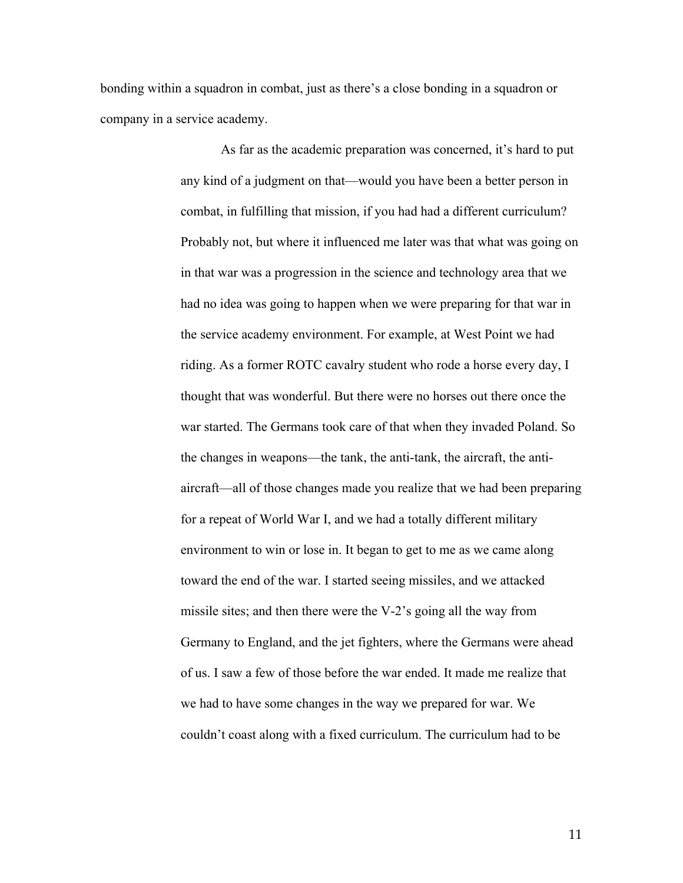bonding within a squadron in combat, just as there's a close bonding in a squadron or company in a service academy.

As far as the academic preparation was concerned, it's hard to put any kind of a judgment on that—would you have been a better person in combat, in fulfilling that mission, if you had had a different curriculum? Probably not, but where it influenced me later was that what was going on in that war was a progression in the science and technology area that we had no idea was going to happen when we were preparing for that war in the service academy environment. For example, at West Point we had riding. As a former ROTC cavalry student who rode a horse every day, I thought that was wonderful. But there were no horses out there once the war started. The Germans took care of that when they invaded Poland. So the changes in weapons—the tank, the anti-tank, the aircraft, the anti-aircraft—all of those changes made you realize that we had been preparing for a repeat of World War I, and we had a totally different military environment to win or lose in. It began to get to me as we came along toward the end of the war. I started seeing missiles, and we attacked missile sites; and then there were the V-2's going all the way from Germany to England, and the jet fighters, where the Germans were ahead of us. I saw a few of those before the war ended. It made me realize that we had to have some changes in the way we prepared for war. We couldn't coast along with a fixed curriculum. The curriculum had to be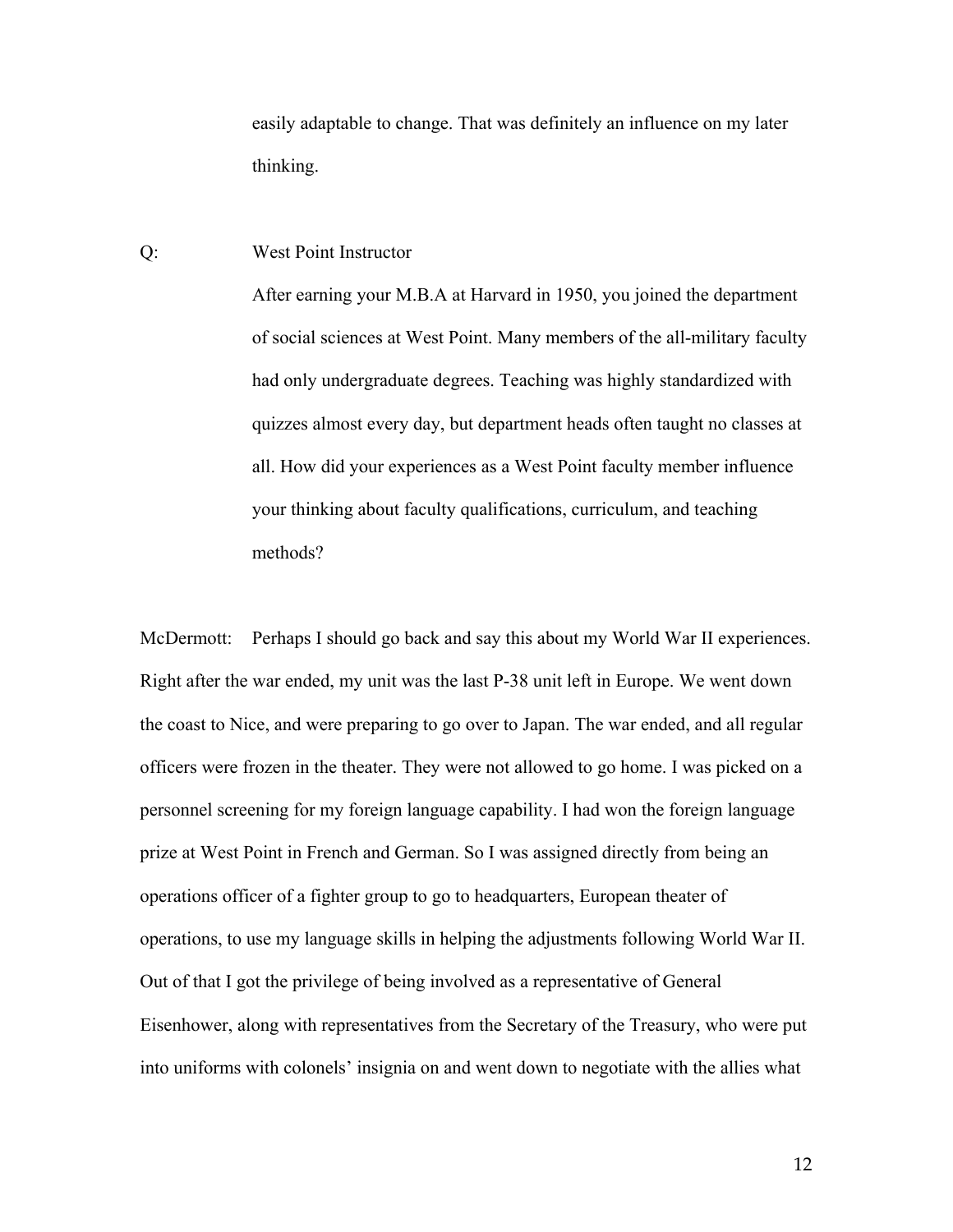easily adaptable to change. That was definitely an influence on my later thinking.

Q: **West Point Instructor**

After earning your M.B.A at Harvard in 1950, you joined the department of social sciences at West Point. Many members of the all-military faculty had only undergraduate degrees. Teaching was highly standardized with quizzes almost every day, but department heads often taught no classes at all. How did your experiences as a West Point faculty member influence your thinking about faculty qualifications, curriculum, and teaching methods?

McDermott: Perhaps I should go back and say this about my World War II experiences. Right after the war ended, my unit was the last P-38 unit left in Europe. We went down the coast to Nice, and were preparing to go over to Japan. The war ended, and all regular officers were frozen in the theater. They were not allowed to go home. I was picked on a personnel screening for my foreign language capability. I had won the foreign language prize at West Point in French and German. So I was assigned directly from being an operations officer of a fighter group to go to headquarters, European theater of operations, to use my language skills in helping the adjustments following World War II. Out of that I got the privilege of being involved as a representative of General Eisenhower, along with representatives from the Secretary of the Treasury, who were put into uniforms with colonels' insignia on and went down to negotiate with the allies what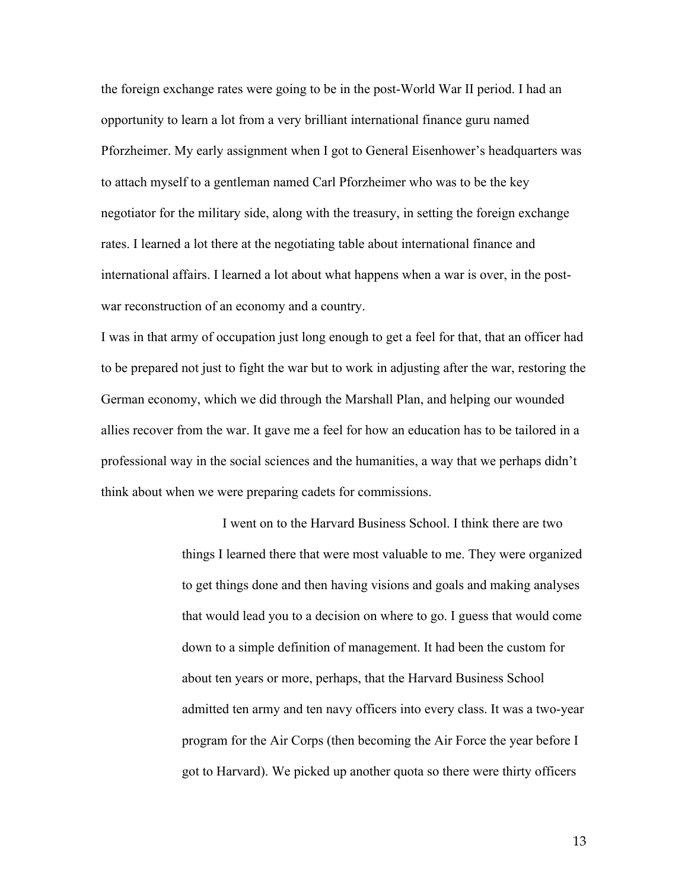the foreign exchange rates were going to be in the post-World War II period. I had an opportunity to learn a lot from a very brilliant international finance guru named Pforzheimer. My early assignment when I got to General Eisenhower's headquarters was to attach myself to a gentleman named Carl Pforzheimer who was to be the key negotiator for the military side, along with the treasury, in setting the foreign exchange rates. I learned a lot there at the negotiating table about international finance and international affairs. I learned a lot about what happens when a war is over, in the post-war reconstruction of an economy and a country.

I was in that army of occupation just long enough to get a feel for that, that an officer had to be prepared not just to fight the war but to work in adjusting after the war, restoring the German economy, which we did through the Marshall Plan, and helping our wounded allies recover from the war. It gave me a feel for how an education has to be tailored in a professional way in the social sciences and the humanities, a way that we perhaps didn't think about when we were preparing cadets for commissions.

> I went on to the Harvard Business School. I think there are two things I learned there that were most valuable to me. They were organized to get things done and then having visions and goals and making analyses that would lead you to a decision on where to go. I guess that would come down to a simple definition of management. It had been the custom for about ten years or more, perhaps, that the Harvard Business School admitted ten army and ten navy officers into every class. It was a two-year program for the Air Corps (then becoming the Air Force the year before I got to Harvard). We picked up another quota so there were thirty officers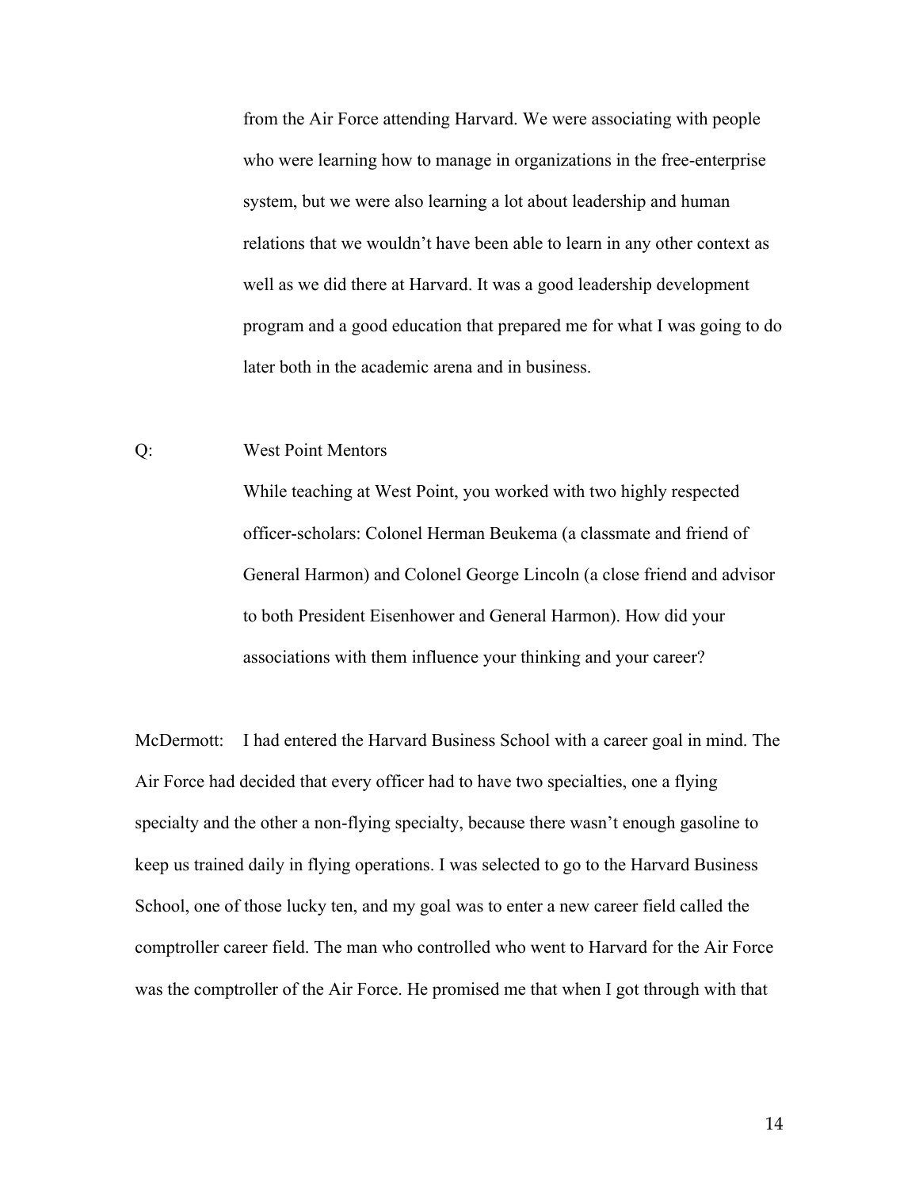from the Air Force attending Harvard. We were associating with people who were learning how to manage in organizations in the free-enterprise system, but we were also learning a lot about leadership and human relations that we wouldn't have been able to learn in any other context as well as we did there at Harvard. It was a good leadership development program and a good education that prepared me for what I was going to do later both in the academic arena and in business.

Q: West Point Mentors

While teaching at West Point, you worked with two highly respected officer-scholars: Colonel Herman Beukema (a classmate and friend of General Harmon) and Colonel George Lincoln (a close friend and advisor to both President Eisenhower and General Harmon). How did your associations with them influence your thinking and your career?

McDermott: I had entered the Harvard Business School with a career goal in mind. The Air Force had decided that every officer had to have two specialties, one a flying specialty and the other a non-flying specialty, because there wasn't enough gasoline to keep us trained daily in flying operations. I was selected to go to the Harvard Business School, one of those lucky ten, and my goal was to enter a new career field called the comptroller career field. The man who controlled who went to Harvard for the Air Force was the comptroller of the Air Force. He promised me that when I got through with that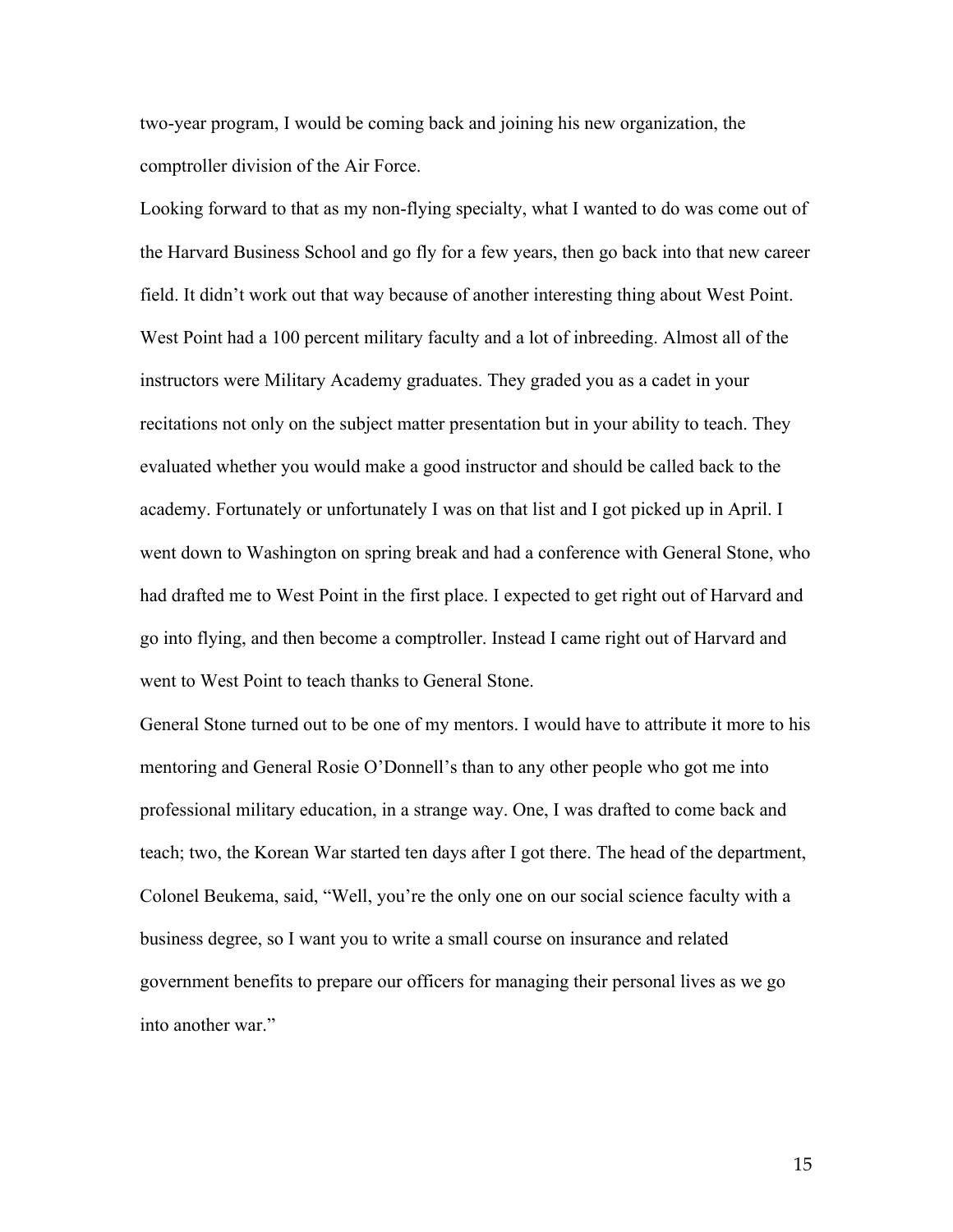two-year program, I would be coming back and joining his new organization, the comptroller division of the Air Force.

Looking forward to that as my non-flying specialty, what I wanted to do was come out of the Harvard Business School and go fly for a few years, then go back into that new career field. It didn't work out that way because of another interesting thing about West Point. West Point had a 100 percent military faculty and a lot of inbreeding. Almost all of the instructors were Military Academy graduates. They graded you as a cadet in your recitations not only on the subject matter presentation but in your ability to teach. They evaluated whether you would make a good instructor and should be called back to the academy. Fortunately or unfortunately I was on that list and I got picked up in April. I went down to Washington on spring break and had a conference with General Stone, who had drafted me to West Point in the first place. I expected to get right out of Harvard and go into flying, and then become a comptroller. Instead I came right out of Harvard and went to West Point to teach thanks to General Stone.

General Stone turned out to be one of my mentors. I would have to attribute it more to his mentoring and General Rosie O'Donnell's than to any other people who got me into professional military education, in a strange way. One, I was drafted to come back and teach; two, the Korean War started ten days after I got there. The head of the department, Colonel Beukema, said, "Well, you're the only one on our social science faculty with a business degree, so I want you to write a small course on insurance and related government benefits to prepare our officers for managing their personal lives as we go into another war."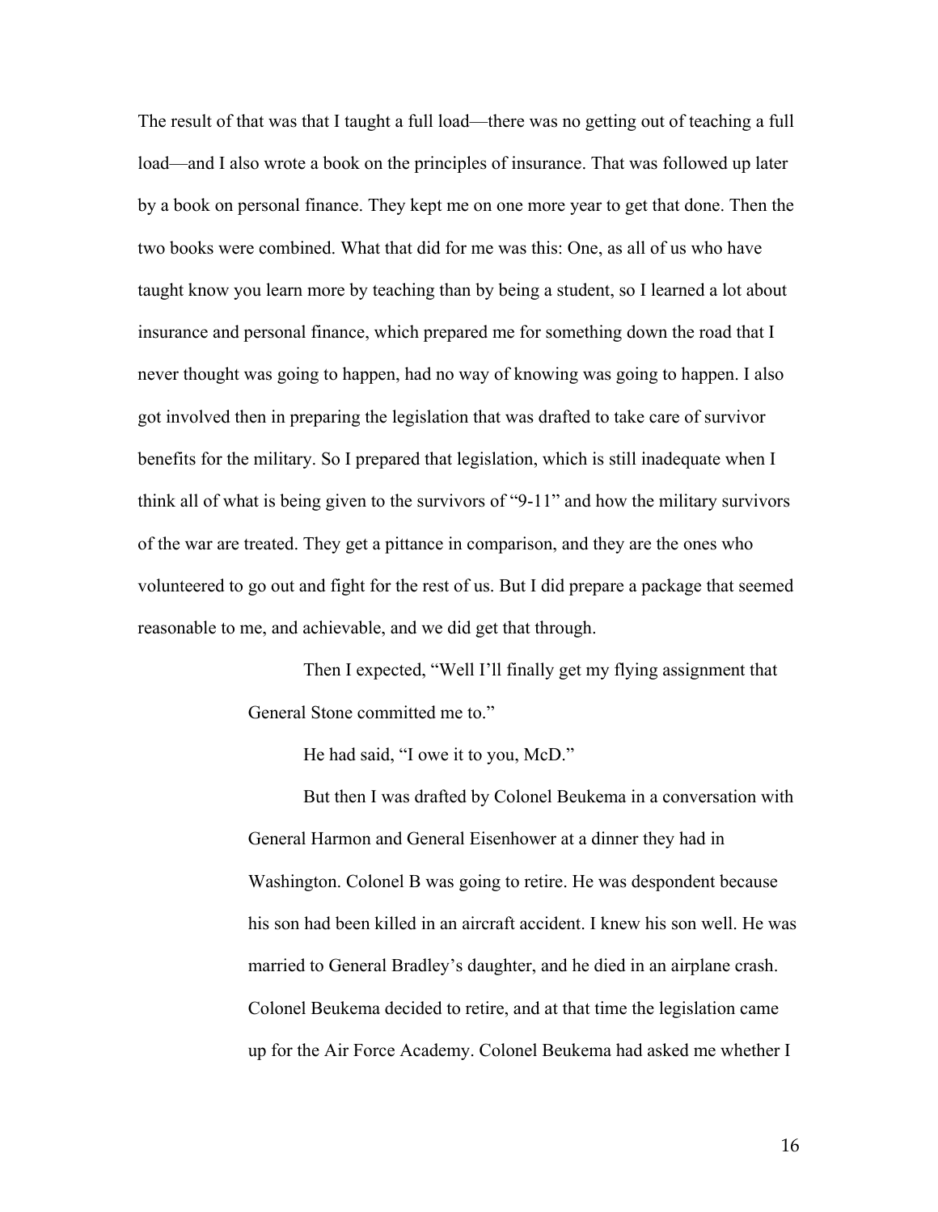The result of that was that I taught a full load—there was no getting out of teaching a full load—and I also wrote a book on the principles of insurance. That was followed up later by a book on personal finance. They kept me on one more year to get that done. Then the two books were combined. What that did for me was this: One, as all of us who have taught know you learn more by teaching than by being a student, so I learned a lot about insurance and personal finance, which prepared me for something down the road that I never thought was going to happen, had no way of knowing was going to happen. I also got involved then in preparing the legislation that was drafted to take care of survivor benefits for the military. So I prepared that legislation, which is still inadequate when I think all of what is being given to the survivors of "9-11" and how the military survivors of the war are treated. They get a pittance in comparison, and they are the ones who volunteered to go out and fight for the rest of us. But I did prepare a package that seemed reasonable to me, and achievable, and we did get that through.

> Then I expected, "Well I'll finally get my flying assignment that General Stone committed me to."
>
> He had said, "I owe it to you, McD."
>
> But then I was drafted by Colonel Beukema in a conversation with General Harmon and General Eisenhower at a dinner they had in Washington. Colonel B was going to retire. He was despondent because his son had been killed in an aircraft accident. I knew his son well. He was married to General Bradley's daughter, and he died in an airplane crash. Colonel Beukema decided to retire, and at that time the legislation came up for the Air Force Academy. Colonel Beukema had asked me whether I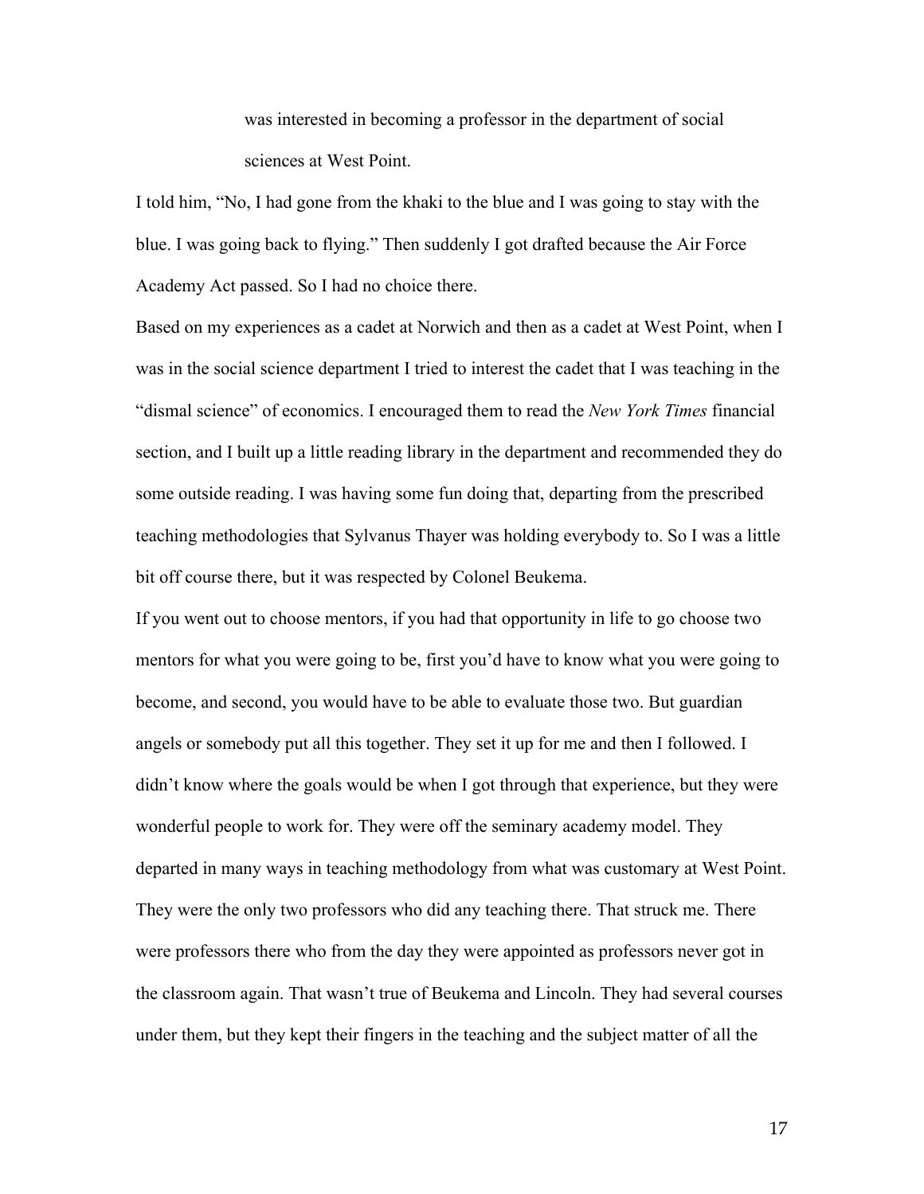> was interested in becoming a professor in the department of social sciences at West Point.

I told him, "No, I had gone from the khaki to the blue and I was going to stay with the blue. I was going back to flying." Then suddenly I got drafted because the Air Force Academy Act passed. So I had no choice there.

Based on my experiences as a cadet at Norwich and then as a cadet at West Point, when I was in the social science department I tried to interest the cadet that I was teaching in the "dismal science" of economics. I encouraged them to read the *New York Times* financial section, and I built up a little reading library in the department and recommended they do some outside reading. I was having some fun doing that, departing from the prescribed teaching methodologies that Sylvanus Thayer was holding everybody to. So I was a little bit off course there, but it was respected by Colonel Beukema.

If you went out to choose mentors, if you had that opportunity in life to go choose two mentors for what you were going to be, first you'd have to know what you were going to become, and second, you would have to be able to evaluate those two. But guardian angels or somebody put all this together. They set it up for me and then I followed. I didn't know where the goals would be when I got through that experience, but they were wonderful people to work for. They were off the seminary academy model. They departed in many ways in teaching methodology from what was customary at West Point. They were the only two professors who did any teaching there. That struck me. There were professors there who from the day they were appointed as professors never got in the classroom again. That wasn't true of Beukema and Lincoln. They had several courses under them, but they kept their fingers in the teaching and the subject matter of all the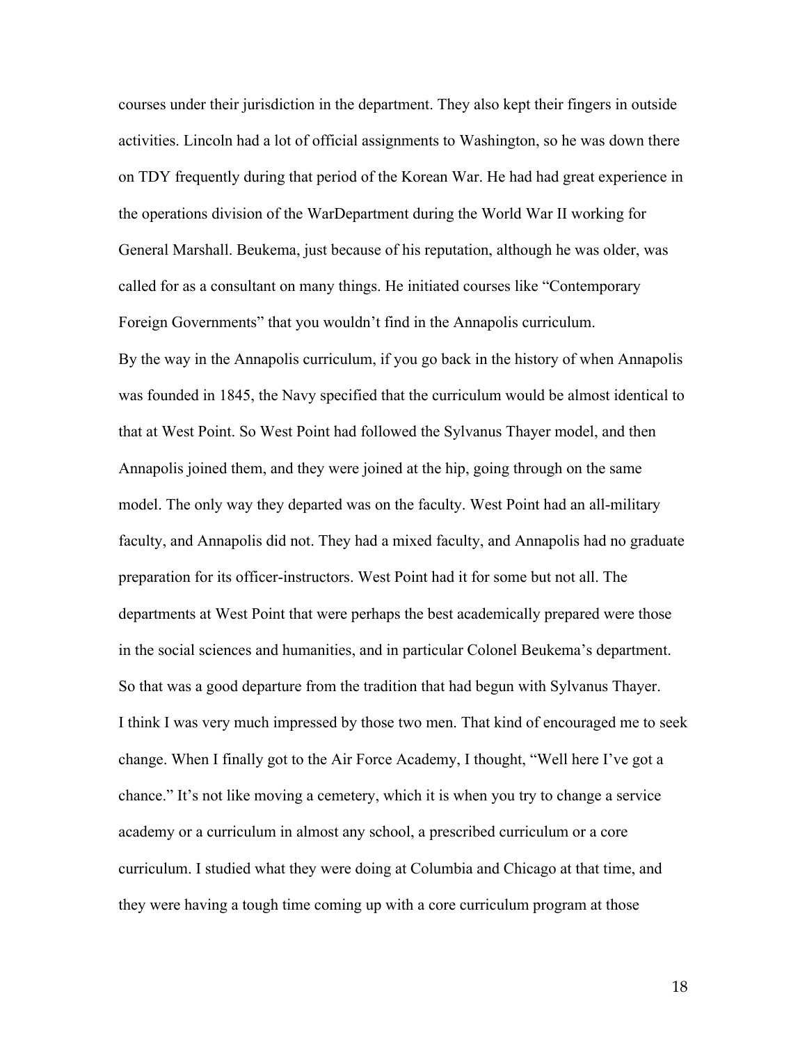courses under their jurisdiction in the department. They also kept their fingers in outside activities. Lincoln had a lot of official assignments to Washington, so he was down there on TDY frequently during that period of the Korean War. He had had great experience in the operations division of the WarDepartment during the World War II working for General Marshall. Beukema, just because of his reputation, although he was older, was called for as a consultant on many things. He initiated courses like "Contemporary Foreign Governments" that you wouldn't find in the Annapolis curriculum.

By the way in the Annapolis curriculum, if you go back in the history of when Annapolis was founded in 1845, the Navy specified that the curriculum would be almost identical to that at West Point. So West Point had followed the Sylvanus Thayer model, and then Annapolis joined them, and they were joined at the hip, going through on the same model. The only way they departed was on the faculty. West Point had an all-military faculty, and Annapolis did not. They had a mixed faculty, and Annapolis had no graduate preparation for its officer-instructors. West Point had it for some but not all. The departments at West Point that were perhaps the best academically prepared were those in the social sciences and humanities, and in particular Colonel Beukema's department. So that was a good departure from the tradition that had begun with Sylvanus Thayer.

I think I was very much impressed by those two men. That kind of encouraged me to seek change. When I finally got to the Air Force Academy, I thought, "Well here I've got a chance." It's not like moving a cemetery, which it is when you try to change a service academy or a curriculum in almost any school, a prescribed curriculum or a core curriculum. I studied what they were doing at Columbia and Chicago at that time, and they were having a tough time coming up with a core curriculum program at those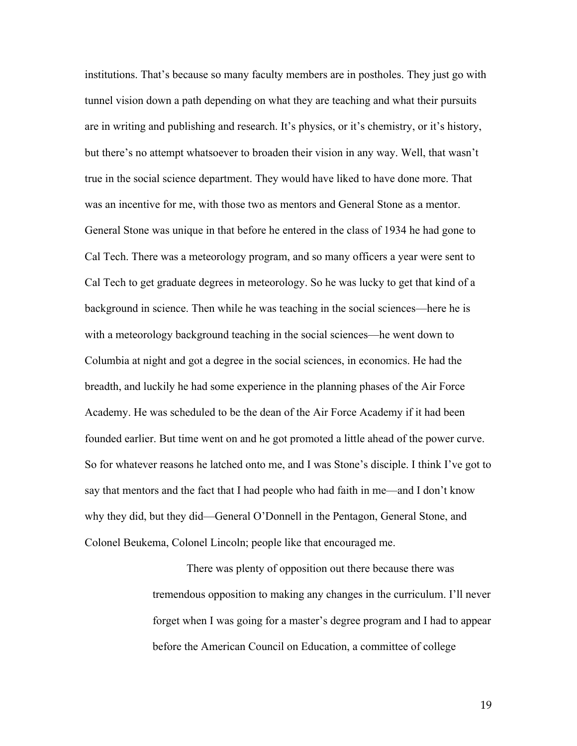institutions. That's because so many faculty members are in postholes. They just go with tunnel vision down a path depending on what they are teaching and what their pursuits are in writing and publishing and research. It's physics, or it's chemistry, or it's history, but there's no attempt whatsoever to broaden their vision in any way. Well, that wasn't true in the social science department. They would have liked to have done more. That was an incentive for me, with those two as mentors and General Stone as a mentor. General Stone was unique in that before he entered in the class of 1934 he had gone to Cal Tech. There was a meteorology program, and so many officers a year were sent to Cal Tech to get graduate degrees in meteorology. So he was lucky to get that kind of a background in science. Then while he was teaching in the social sciences—here he is with a meteorology background teaching in the social sciences—he went down to Columbia at night and got a degree in the social sciences, in economics. He had the breadth, and luckily he had some experience in the planning phases of the Air Force Academy. He was scheduled to be the dean of the Air Force Academy if it had been founded earlier. But time went on and he got promoted a little ahead of the power curve. So for whatever reasons he latched onto me, and I was Stone's disciple. I think I've got to say that mentors and the fact that I had people who had faith in me—and I don't know why they did, but they did—General O'Donnell in the Pentagon, General Stone, and Colonel Beukema, Colonel Lincoln; people like that encouraged me.

> There was plenty of opposition out there because there was tremendous opposition to making any changes in the curriculum. I'll never forget when I was going for a master's degree program and I had to appear before the American Council on Education, a committee of college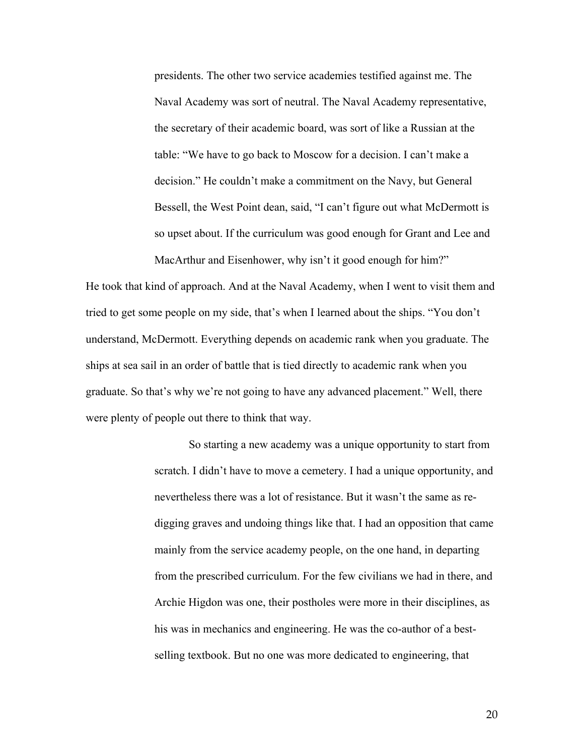> presidents. The other two service academies testified against me. The Naval Academy was sort of neutral. The Naval Academy representative, the secretary of their academic board, was sort of like a Russian at the table: "We have to go back to Moscow for a decision. I can't make a decision." He couldn't make a commitment on the Navy, but General Bessell, the West Point dean, said, "I can't figure out what McDermott is so upset about. If the curriculum was good enough for Grant and Lee and MacArthur and Eisenhower, why isn't it good enough for him?"

He took that kind of approach. And at the Naval Academy, when I went to visit them and tried to get some people on my side, that's when I learned about the ships. "You don't understand, McDermott. Everything depends on academic rank when you graduate. The ships at sea sail in an order of battle that is tied directly to academic rank when you graduate. So that's why we're not going to have any advanced placement." Well, there were plenty of people out there to think that way.

> So starting a new academy was a unique opportunity to start from scratch. I didn't have to move a cemetery. I had a unique opportunity, and nevertheless there was a lot of resistance. But it wasn't the same as re-digging graves and undoing things like that. I had an opposition that came mainly from the service academy people, on the one hand, in departing from the prescribed curriculum. For the few civilians we had in there, and Archie Higdon was one, their postholes were more in their disciplines, as his was in mechanics and engineering. He was the co-author of a best-selling textbook. But no one was more dedicated to engineering, that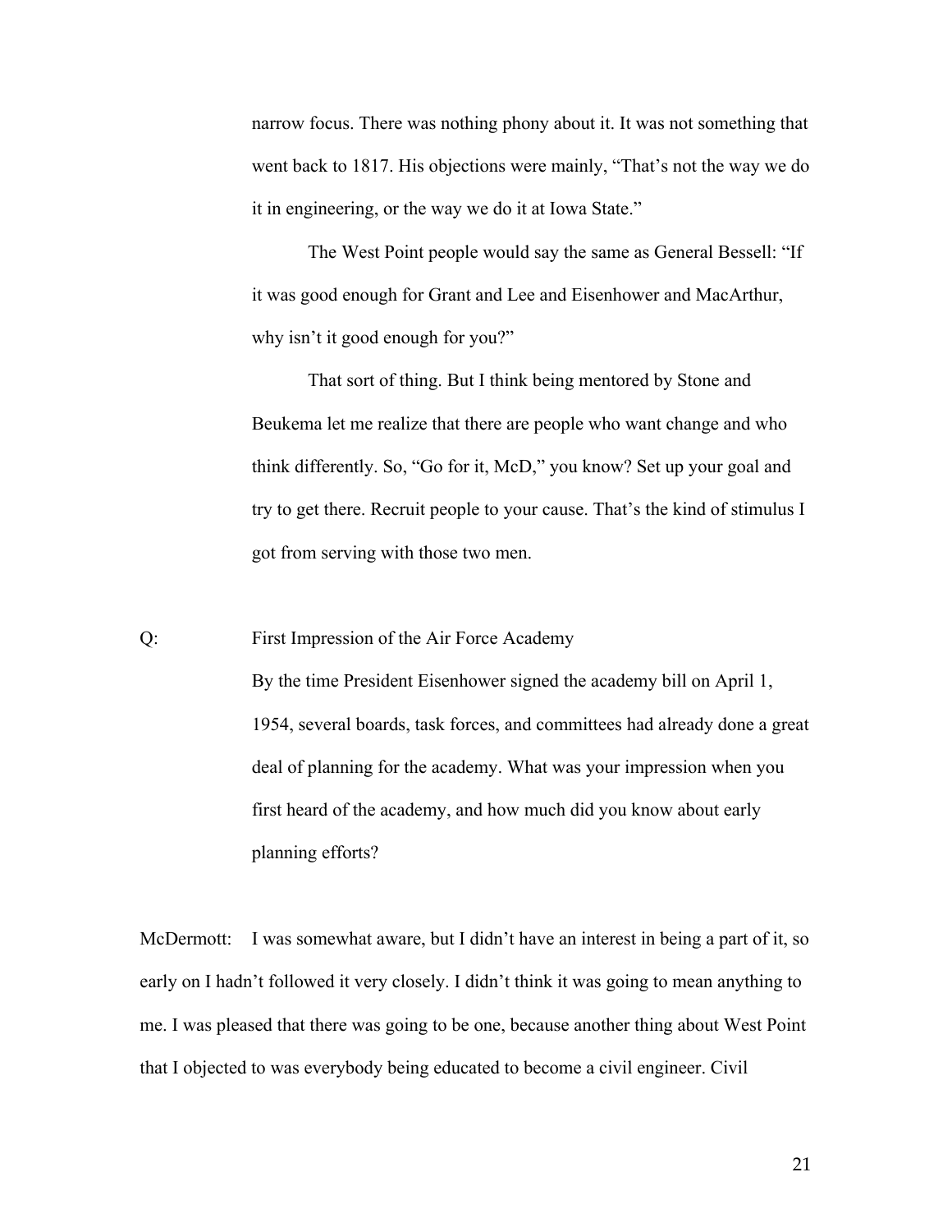narrow focus. There was nothing phony about it. It was not something that went back to 1817. His objections were mainly, "That's not the way we do it in engineering, or the way we do it at Iowa State."

The West Point people would say the same as General Bessell: "If it was good enough for Grant and Lee and Eisenhower and MacArthur, why isn't it good enough for you?"

That sort of thing. But I think being mentored by Stone and Beukema let me realize that there are people who want change and who think differently. So, "Go for it, McD," you know? Set up your goal and try to get there. Recruit people to your cause. That's the kind of stimulus I got from serving with those two men.

Q: First Impression of the Air Force Academy

By the time President Eisenhower signed the academy bill on April 1, 1954, several boards, task forces, and committees had already done a great deal of planning for the academy. What was your impression when you first heard of the academy, and how much did you know about early planning efforts?

McDermott: I was somewhat aware, but I didn't have an interest in being a part of it, so early on I hadn't followed it very closely. I didn't think it was going to mean anything to me. I was pleased that there was going to be one, because another thing about West Point that I objected to was everybody being educated to become a civil engineer. Civil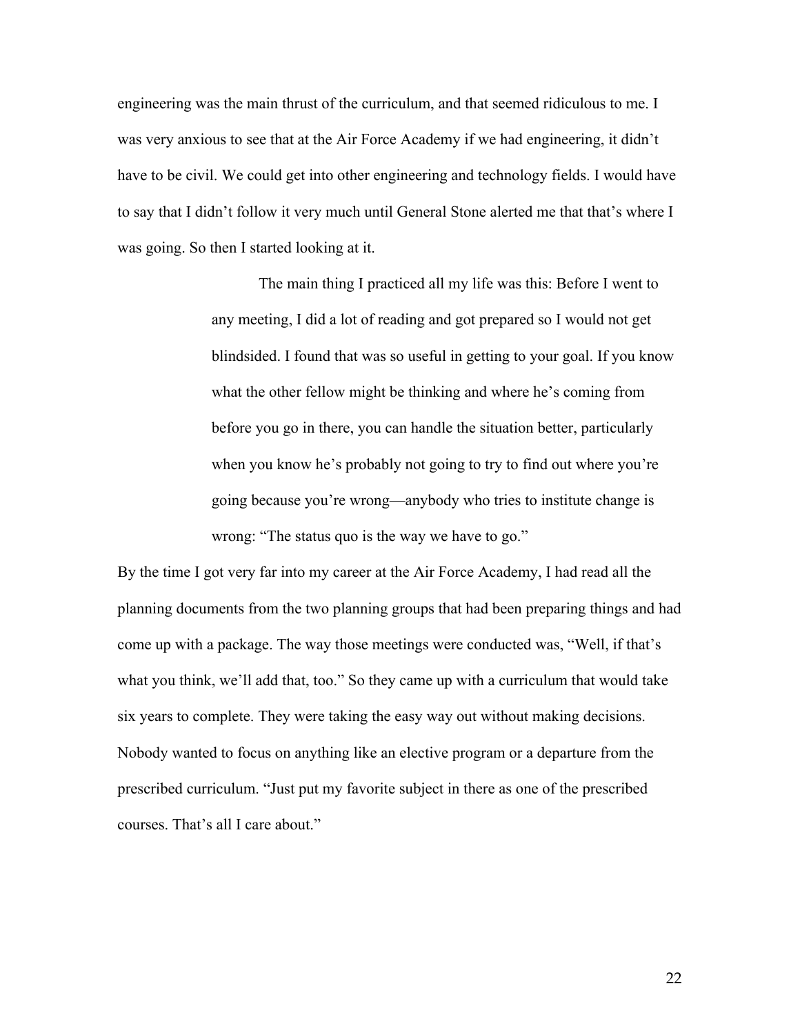engineering was the main thrust of the curriculum, and that seemed ridiculous to me. I was very anxious to see that at the Air Force Academy if we had engineering, it didn't have to be civil. We could get into other engineering and technology fields. I would have to say that I didn't follow it very much until General Stone alerted me that that's where I was going. So then I started looking at it.

> The main thing I practiced all my life was this: Before I went to any meeting, I did a lot of reading and got prepared so I would not get blindsided. I found that was so useful in getting to your goal. If you know what the other fellow might be thinking and where he's coming from before you go in there, you can handle the situation better, particularly when you know he's probably not going to try to find out where you're going because you're wrong—anybody who tries to institute change is wrong: "The status quo is the way we have to go."

By the time I got very far into my career at the Air Force Academy, I had read all the planning documents from the two planning groups that had been preparing things and had come up with a package. The way those meetings were conducted was, "Well, if that's what you think, we'll add that, too." So they came up with a curriculum that would take six years to complete. They were taking the easy way out without making decisions. Nobody wanted to focus on anything like an elective program or a departure from the prescribed curriculum. "Just put my favorite subject in there as one of the prescribed courses. That's all I care about."